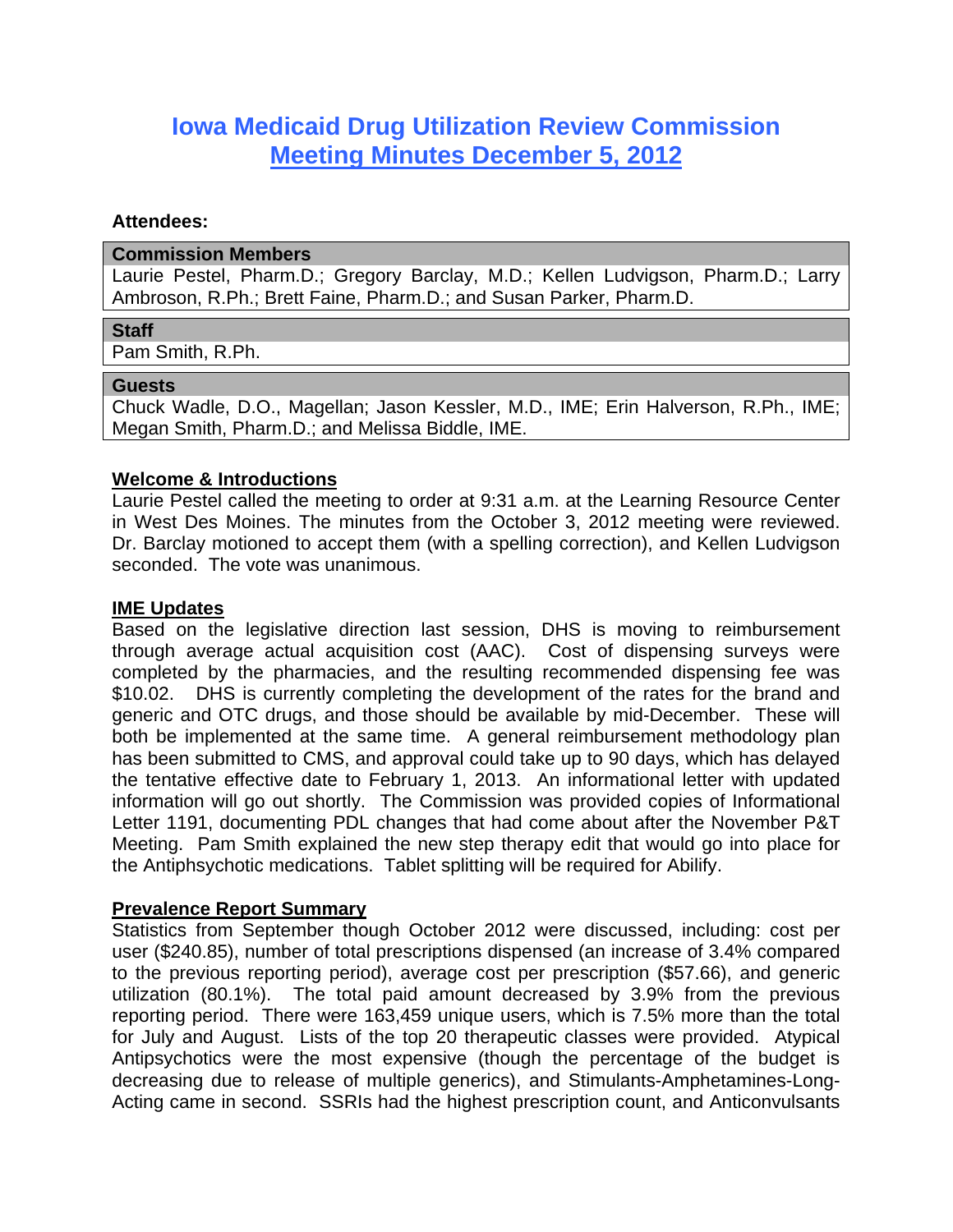# Iowa Medicaid Drug Utilization Review Commission

## Meeting Minutes December 5, 2012

**Attendees:**

| **Commission Members** |
|---|
| Laurie Pestel, Pharm.D.; Gregory Barclay, M.D.; Kellen Ludvigson, Pharm.D.; Larry Ambroson, R.Ph.; Brett Faine, Pharm.D.; and Susan Parker, Pharm.D. |

| **Staff** |
|---|
| Pam Smith, R.Ph. |

| **Guests** |
|---|
| Chuck Wadle, D.O., Magellan; Jason Kessler, M.D., IME; Erin Halverson, R.Ph., IME; Megan Smith, Pharm.D.; and Melissa Biddle, IME. |

**Welcome & Introductions**

Laurie Pestel called the meeting to order at 9:31 a.m. at the Learning Resource Center in West Des Moines. The minutes from the October 3, 2012 meeting were reviewed. Dr. Barclay motioned to accept them (with a spelling correction), and Kellen Ludvigson seconded. The vote was unanimous.

**IME Updates**

Based on the legislative direction last session, DHS is moving to reimbursement through average actual acquisition cost (AAC). Cost of dispensing surveys were completed by the pharmacies, and the resulting recommended dispensing fee was $10.02. DHS is currently completing the development of the rates for the brand and generic and OTC drugs, and those should be available by mid-December. These will both be implemented at the same time. A general reimbursement methodology plan has been submitted to CMS, and approval could take up to 90 days, which has delayed the tentative effective date to February 1, 2013. An informational letter with updated information will go out shortly. The Commission was provided copies of Informational Letter 1191, documenting PDL changes that had come about after the November P&T Meeting. Pam Smith explained the new step therapy edit that would go into place for the Antiphsychotic medications. Tablet splitting will be required for Abilify.

**Prevalence Report Summary**

Statistics from September though October 2012 were discussed, including: cost per user ($240.85), number of total prescriptions dispensed (an increase of 3.4% compared to the previous reporting period), average cost per prescription ($57.66), and generic utilization (80.1%). The total paid amount decreased by 3.9% from the previous reporting period. There were 163,459 unique users, which is 7.5% more than the total for July and August. Lists of the top 20 therapeutic classes were provided. Atypical Antipsychotics were the most expensive (though the percentage of the budget is decreasing due to release of multiple generics), and Stimulants-Amphetamines-Long-Acting came in second. SSRIs had the highest prescription count, and Anticonvulsants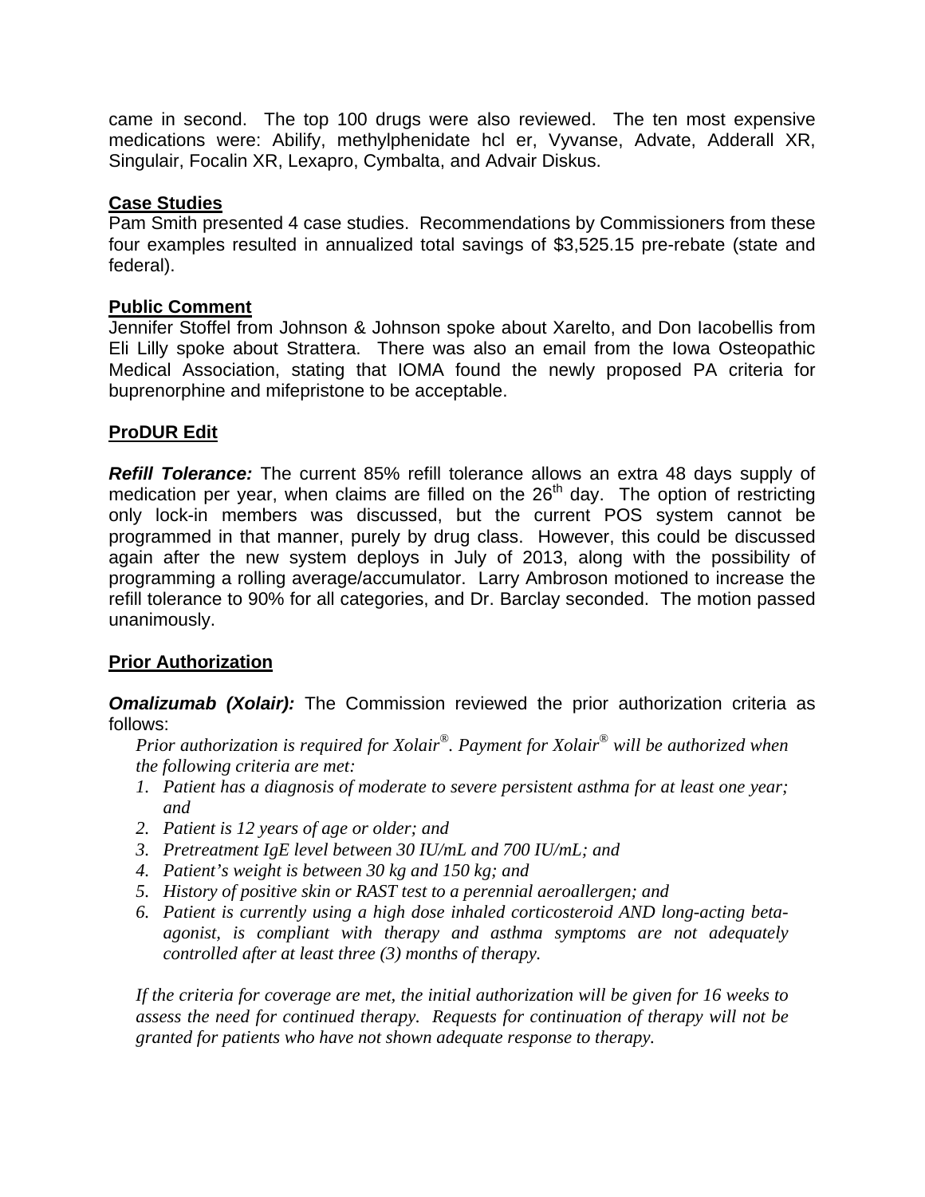came in second. The top 100 drugs were also reviewed. The ten most expensive medications were: Abilify, methylphenidate hcl er, Vyvanse, Advate, Adderall XR, Singulair, Focalin XR, Lexapro, Cymbalta, and Advair Diskus.

**Case Studies**

Pam Smith presented 4 case studies. Recommendations by Commissioners from these four examples resulted in annualized total savings of $3,525.15 pre-rebate (state and federal).

**Public Comment**

Jennifer Stoffel from Johnson & Johnson spoke about Xarelto, and Don Iacobellis from Eli Lilly spoke about Strattera. There was also an email from the Iowa Osteopathic Medical Association, stating that IOMA found the newly proposed PA criteria for buprenorphine and mifepristone to be acceptable.

**ProDUR Edit**

***Refill Tolerance:*** The current 85% refill tolerance allows an extra 48 days supply of medication per year, when claims are filled on the 26th day. The option of restricting only lock-in members was discussed, but the current POS system cannot be programmed in that manner, purely by drug class. However, this could be discussed again after the new system deploys in July of 2013, along with the possibility of programming a rolling average/accumulator. Larry Ambroson motioned to increase the refill tolerance to 90% for all categories, and Dr. Barclay seconded. The motion passed unanimously.

**Prior Authorization**

***Omalizumab (Xolair):*** The Commission reviewed the prior authorization criteria as follows:

*Prior authorization is required for Xolair®. Payment for Xolair® will be authorized when the following criteria are met:*

1. *Patient has a diagnosis of moderate to severe persistent asthma for at least one year; and*
2. *Patient is 12 years of age or older; and*
3. *Pretreatment IgE level between 30 IU/mL and 700 IU/mL; and*
4. *Patient's weight is between 30 kg and 150 kg; and*
5. *History of positive skin or RAST test to a perennial aeroallergen; and*
6. *Patient is currently using a high dose inhaled corticosteroid AND long-acting beta-agonist, is compliant with therapy and asthma symptoms are not adequately controlled after at least three (3) months of therapy.*

*If the criteria for coverage are met, the initial authorization will be given for 16 weeks to assess the need for continued therapy. Requests for continuation of therapy will not be granted for patients who have not shown adequate response to therapy.*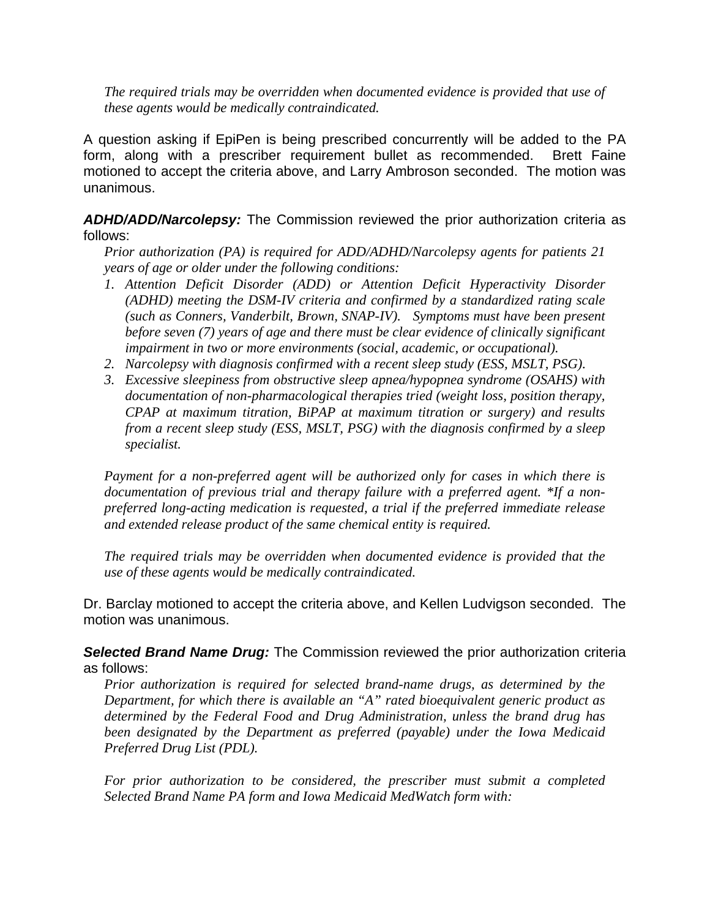*The required trials may be overridden when documented evidence is provided that use of these agents would be medically contraindicated.*

A question asking if EpiPen is being prescribed concurrently will be added to the PA form, along with a prescriber requirement bullet as recommended. Brett Faine motioned to accept the criteria above, and Larry Ambroson seconded. The motion was unanimous.

***ADHD/ADD/Narcolepsy:*** The Commission reviewed the prior authorization criteria as follows:

*Prior authorization (PA) is required for ADD/ADHD/Narcolepsy agents for patients 21 years of age or older under the following conditions:*

1. *Attention Deficit Disorder (ADD) or Attention Deficit Hyperactivity Disorder (ADHD) meeting the DSM-IV criteria and confirmed by a standardized rating scale (such as Conners, Vanderbilt, Brown, SNAP-IV). Symptoms must have been present before seven (7) years of age and there must be clear evidence of clinically significant impairment in two or more environments (social, academic, or occupational).*
2. *Narcolepsy with diagnosis confirmed with a recent sleep study (ESS, MSLT, PSG).*
3. *Excessive sleepiness from obstructive sleep apnea/hypopnea syndrome (OSAHS) with documentation of non-pharmacological therapies tried (weight loss, position therapy, CPAP at maximum titration, BiPAP at maximum titration or surgery) and results from a recent sleep study (ESS, MSLT, PSG) with the diagnosis confirmed by a sleep specialist.*

*Payment for a non-preferred agent will be authorized only for cases in which there is documentation of previous trial and therapy failure with a preferred agent. *If a non-preferred long-acting medication is requested, a trial if the preferred immediate release and extended release product of the same chemical entity is required.*

*The required trials may be overridden when documented evidence is provided that the use of these agents would be medically contraindicated.*

Dr. Barclay motioned to accept the criteria above, and Kellen Ludvigson seconded. The motion was unanimous.

***Selected Brand Name Drug:*** The Commission reviewed the prior authorization criteria as follows:

*Prior authorization is required for selected brand-name drugs, as determined by the Department, for which there is available an "A" rated bioequivalent generic product as determined by the Federal Food and Drug Administration, unless the brand drug has been designated by the Department as preferred (payable) under the Iowa Medicaid Preferred Drug List (PDL).*

*For prior authorization to be considered, the prescriber must submit a completed Selected Brand Name PA form and Iowa Medicaid MedWatch form with:*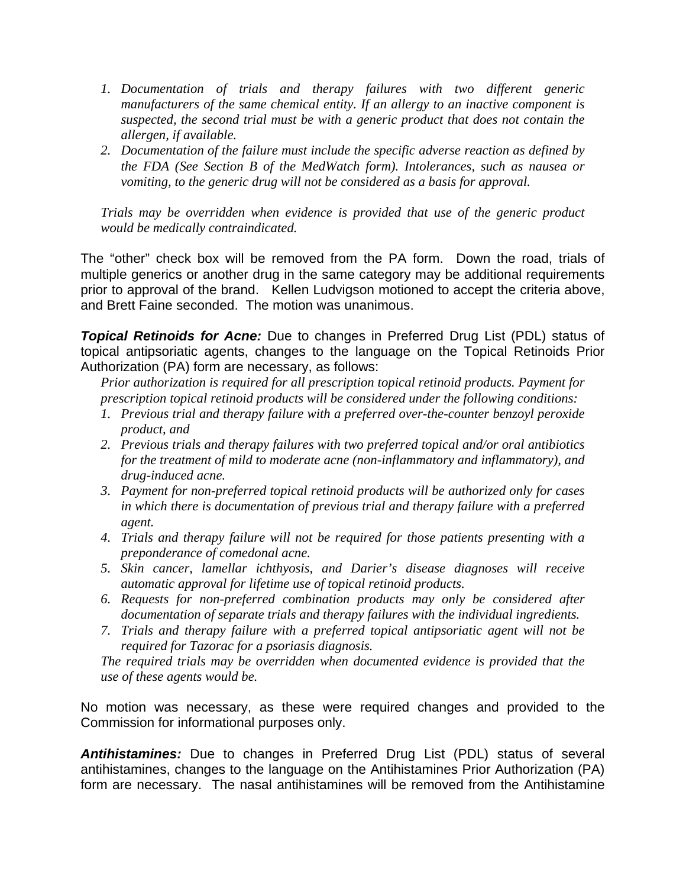1. *Documentation of trials and therapy failures with two different generic manufacturers of the same chemical entity. If an allergy to an inactive component is suspected, the second trial must be with a generic product that does not contain the allergen, if available.*
2. *Documentation of the failure must include the specific adverse reaction as defined by the FDA (See Section B of the MedWatch form). Intolerances, such as nausea or vomiting, to the generic drug will not be considered as a basis for approval.*

*Trials may be overridden when evidence is provided that use of the generic product would be medically contraindicated.*

The "other" check box will be removed from the PA form. Down the road, trials of multiple generics or another drug in the same category may be additional requirements prior to approval of the brand. Kellen Ludvigson motioned to accept the criteria above, and Brett Faine seconded. The motion was unanimous.

***Topical Retinoids for Acne:*** Due to changes in Preferred Drug List (PDL) status of topical antipsoriatic agents, changes to the language on the Topical Retinoids Prior Authorization (PA) form are necessary, as follows:

*Prior authorization is required for all prescription topical retinoid products. Payment for prescription topical retinoid products will be considered under the following conditions:*

1. *Previous trial and therapy failure with a preferred over-the-counter benzoyl peroxide product, and*
2. *Previous trials and therapy failures with two preferred topical and/or oral antibiotics for the treatment of mild to moderate acne (non-inflammatory and inflammatory), and drug-induced acne.*
3. *Payment for non-preferred topical retinoid products will be authorized only for cases in which there is documentation of previous trial and therapy failure with a preferred agent.*
4. *Trials and therapy failure will not be required for those patients presenting with a preponderance of comedonal acne.*
5. *Skin cancer, lamellar ichthyosis, and Darier's disease diagnoses will receive automatic approval for lifetime use of topical retinoid products.*
6. *Requests for non-preferred combination products may only be considered after documentation of separate trials and therapy failures with the individual ingredients.*
7. *Trials and therapy failure with a preferred topical antipsoriatic agent will not be required for Tazorac for a psoriasis diagnosis.*

*The required trials may be overridden when documented evidence is provided that the use of these agents would be.*

No motion was necessary, as these were required changes and provided to the Commission for informational purposes only.

***Antihistamines:*** Due to changes in Preferred Drug List (PDL) status of several antihistamines, changes to the language on the Antihistamines Prior Authorization (PA) form are necessary. The nasal antihistamines will be removed from the Antihistamine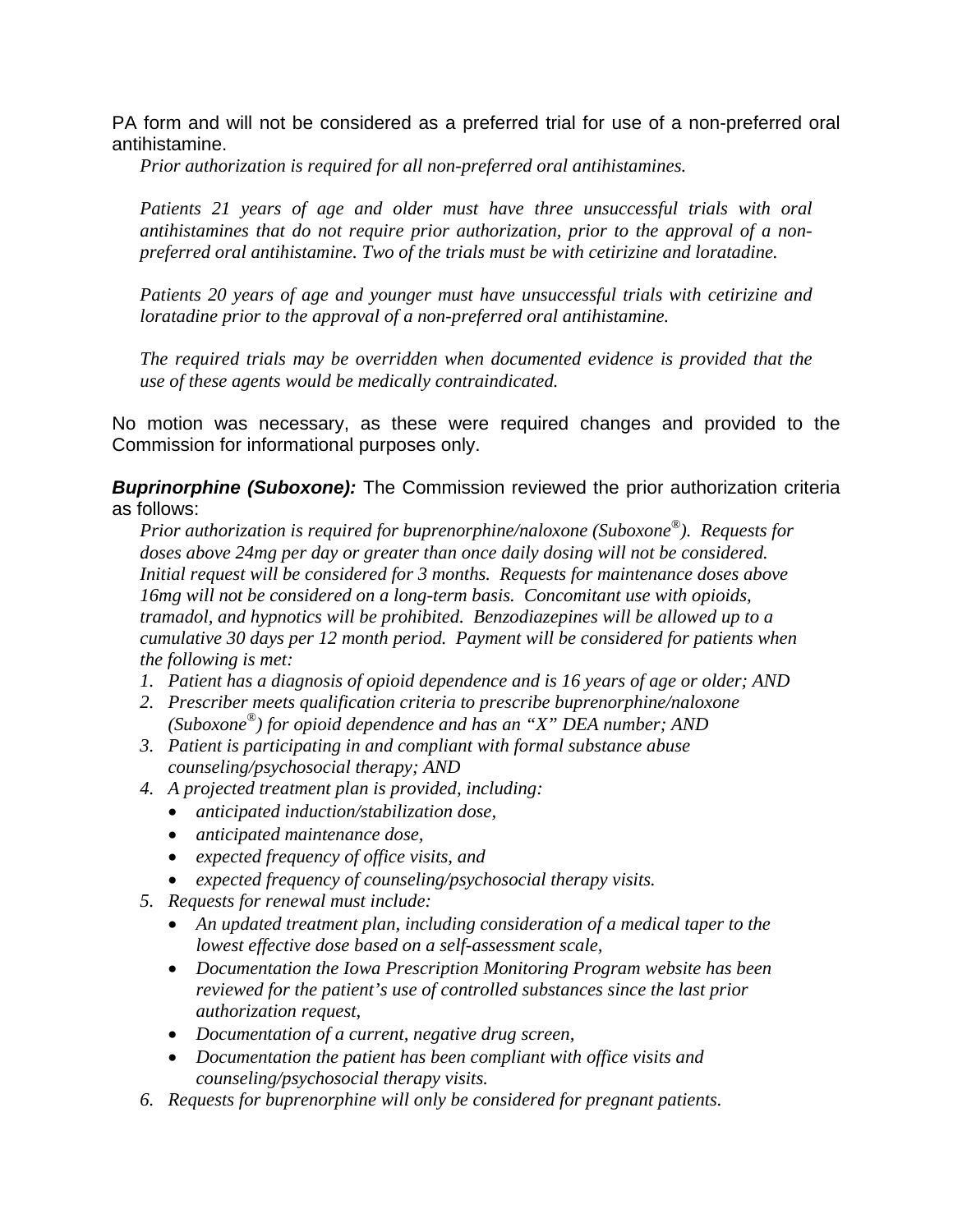PA form and will not be considered as a preferred trial for use of a non-preferred oral antihistamine.

*Prior authorization is required for all non-preferred oral antihistamines.*

*Patients 21 years of age and older must have three unsuccessful trials with oral antihistamines that do not require prior authorization, prior to the approval of a non-preferred oral antihistamine. Two of the trials must be with cetirizine and loratadine.*

*Patients 20 years of age and younger must have unsuccessful trials with cetirizine and loratadine prior to the approval of a non-preferred oral antihistamine.*

*The required trials may be overridden when documented evidence is provided that the use of these agents would be medically contraindicated.*

No motion was necessary, as these were required changes and provided to the Commission for informational purposes only.

***Buprinorphine (Suboxone):*** The Commission reviewed the prior authorization criteria as follows:

*Prior authorization is required for buprenorphine/naloxone (Suboxone®). Requests for doses above 24mg per day or greater than once daily dosing will not be considered. Initial request will be considered for 3 months. Requests for maintenance doses above 16mg will not be considered on a long-term basis. Concomitant use with opioids, tramadol, and hypnotics will be prohibited. Benzodiazepines will be allowed up to a cumulative 30 days per 12 month period. Payment will be considered for patients when the following is met:*

1. *Patient has a diagnosis of opioid dependence and is 16 years of age or older; AND*
2. *Prescriber meets qualification criteria to prescribe buprenorphine/naloxone (Suboxone®) for opioid dependence and has an "X" DEA number; AND*
3. *Patient is participating in and compliant with formal substance abuse counseling/psychosocial therapy; AND*
4. *A projected treatment plan is provided, including:*
   - *anticipated induction/stabilization dose,*
   - *anticipated maintenance dose,*
   - *expected frequency of office visits, and*
   - *expected frequency of counseling/psychosocial therapy visits.*
5. *Requests for renewal must include:*
   - *An updated treatment plan, including consideration of a medical taper to the lowest effective dose based on a self-assessment scale,*
   - *Documentation the Iowa Prescription Monitoring Program website has been reviewed for the patient's use of controlled substances since the last prior authorization request,*
   - *Documentation of a current, negative drug screen,*
   - *Documentation the patient has been compliant with office visits and counseling/psychosocial therapy visits.*
6. *Requests for buprenorphine will only be considered for pregnant patients.*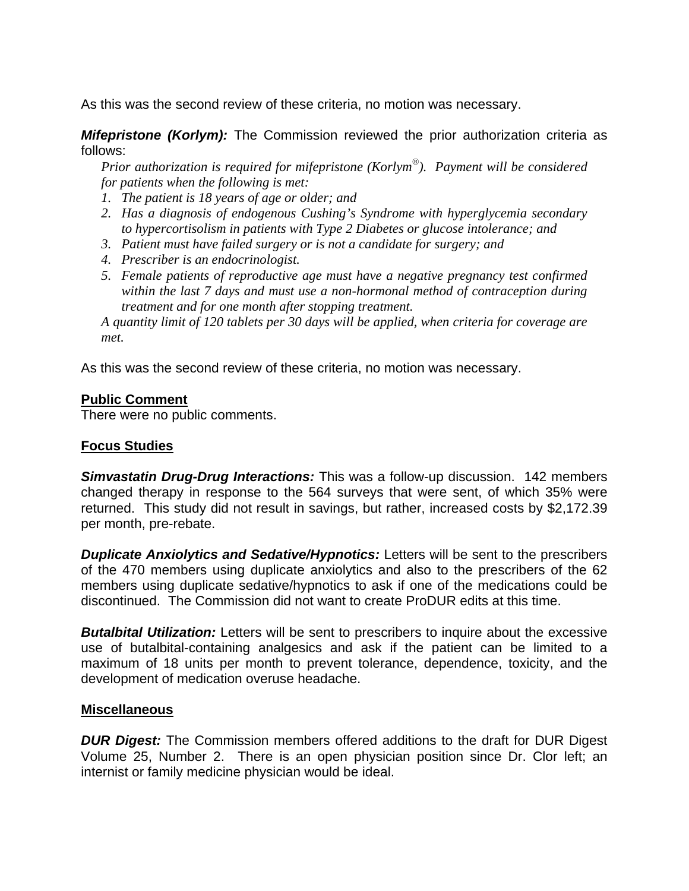As this was the second review of these criteria, no motion was necessary.

***Mifepristone (Korlym):*** The Commission reviewed the prior authorization criteria as follows:

*Prior authorization is required for mifepristone (Korlym®). Payment will be considered for patients when the following is met:*

1. *The patient is 18 years of age or older; and*
2. *Has a diagnosis of endogenous Cushing's Syndrome with hyperglycemia secondary to hypercortisolism in patients with Type 2 Diabetes or glucose intolerance; and*
3. *Patient must have failed surgery or is not a candidate for surgery; and*
4. *Prescriber is an endocrinologist.*
5. *Female patients of reproductive age must have a negative pregnancy test confirmed within the last 7 days and must use a non-hormonal method of contraception during treatment and for one month after stopping treatment.*

*A quantity limit of 120 tablets per 30 days will be applied, when criteria for coverage are met.*

As this was the second review of these criteria, no motion was necessary.

**Public Comment**

There were no public comments.

**Focus Studies**

***Simvastatin Drug-Drug Interactions:*** This was a follow-up discussion. 142 members changed therapy in response to the 564 surveys that were sent, of which 35% were returned. This study did not result in savings, but rather, increased costs by $2,172.39 per month, pre-rebate.

***Duplicate Anxiolytics and Sedative/Hypnotics:*** Letters will be sent to the prescribers of the 470 members using duplicate anxiolytics and also to the prescribers of the 62 members using duplicate sedative/hypnotics to ask if one of the medications could be discontinued. The Commission did not want to create ProDUR edits at this time.

***Butalbital Utilization:*** Letters will be sent to prescribers to inquire about the excessive use of butalbital-containing analgesics and ask if the patient can be limited to a maximum of 18 units per month to prevent tolerance, dependence, toxicity, and the development of medication overuse headache.

**Miscellaneous**

***DUR Digest:*** The Commission members offered additions to the draft for DUR Digest Volume 25, Number 2. There is an open physician position since Dr. Clor left; an internist or family medicine physician would be ideal.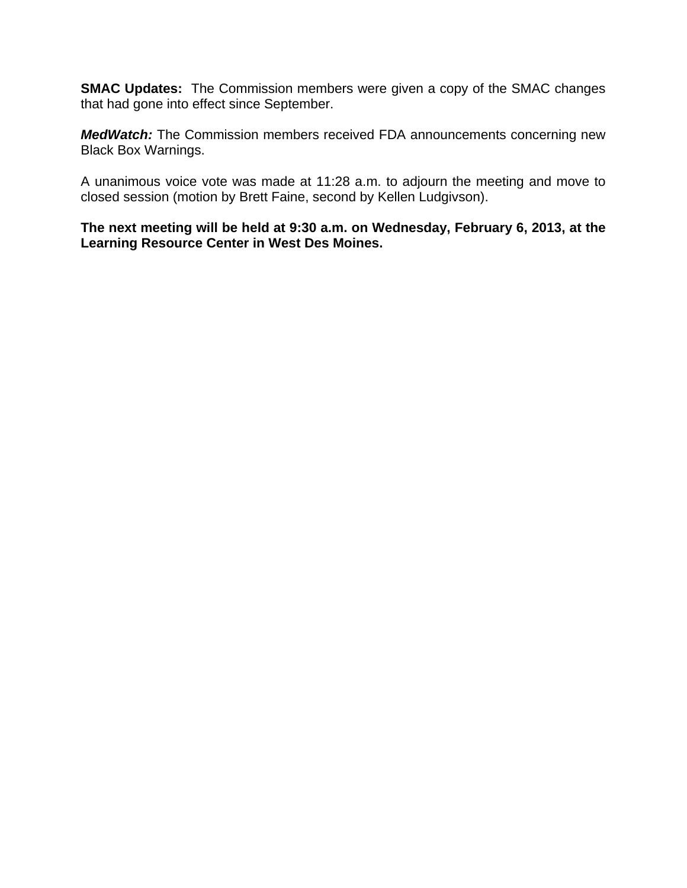**SMAC Updates:** The Commission members were given a copy of the SMAC changes that had gone into effect since September.

***MedWatch:*** The Commission members received FDA announcements concerning new Black Box Warnings.

A unanimous voice vote was made at 11:28 a.m. to adjourn the meeting and move to closed session (motion by Brett Faine, second by Kellen Ludgivson).

**The next meeting will be held at 9:30 a.m. on Wednesday, February 6, 2013, at the Learning Resource Center in West Des Moines.**